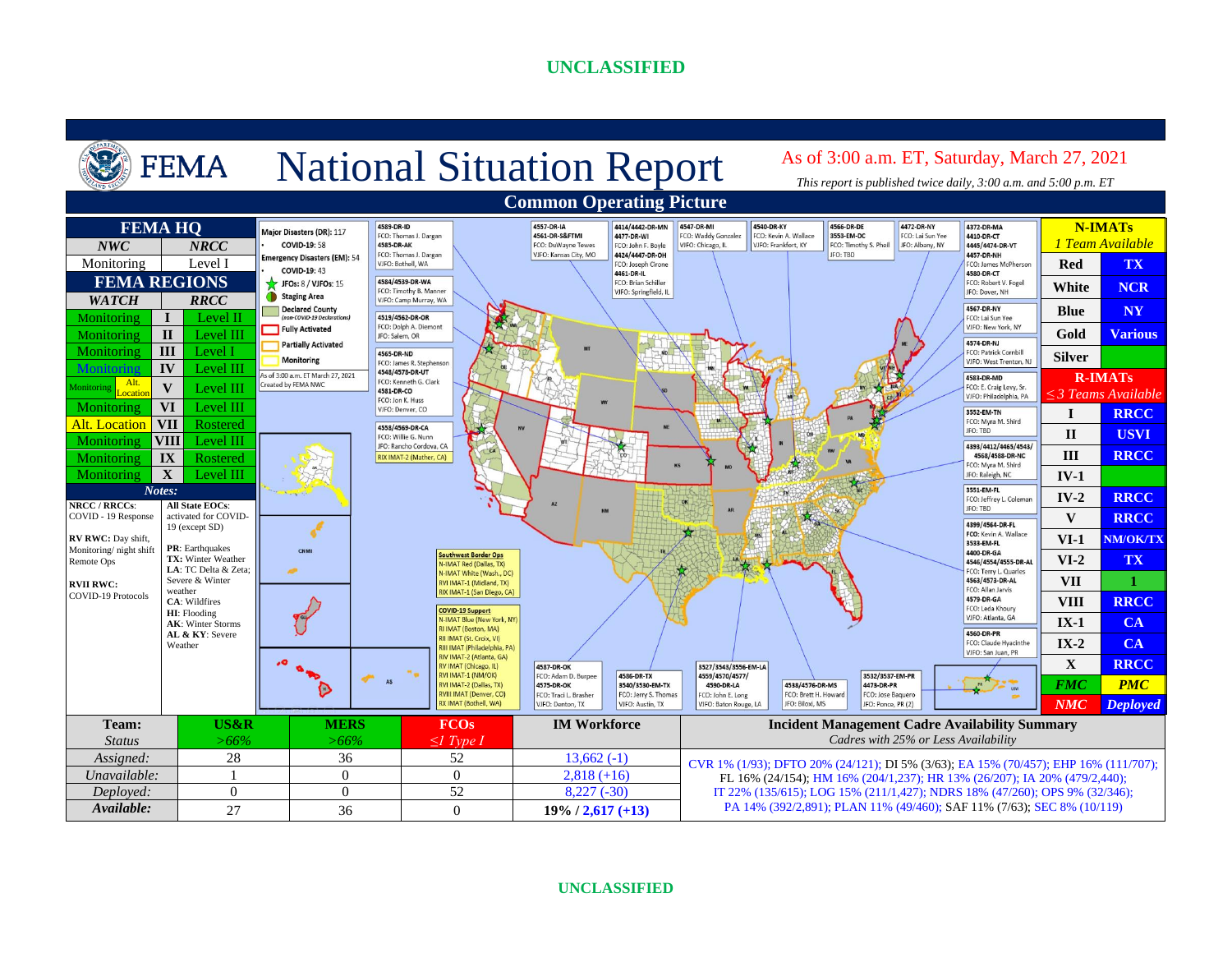# FEMA National Situation Report

As of 3:00 a.m. ET, Saturday, March 27, 2021

*This report is published twice daily, 3:00 a.m. and 5:00 p.m. ET*

## Common Operating Picture

### FEMA HQ

| NWC | NRCC |
|---|---|
| Monitoring | Level I |

### FEMA REGIONS

| WATCH | | RRCC |
|---|---|---|
| Monitoring | I | Level II |
| Monitoring | II | Level III |
| Monitoring | III | Level I |
| Monitoring | IV | Level III |
| Monitoring / Alt. Location | V | Level III |
| Monitoring | VI | Level III |
| Alt. Location | VII | Rostered |
| Monitoring | VIII | Level III |
| Monitoring | IX | Rostered |
| Monitoring | X | Level III |

**Notes:**

**NRCC / RRCCs:** COVID - 19 Response

**RV RWC:** Day shift, Monitoring/ night shift Remote Ops

**RVII RWC:** COVID-19 Protocols

**All State EOCs:** activated for COVID-19 (except SD)

**PR**: Earthquakes
**TX:** Winter Weather
**LA**: TC Delta & Zeta; Severe & Winter weather
**CA**: Wildfires
**HI**: Flooding
**AK**: Winter Storms
**AL & KY**: Severe Weather

### Map Legend

Major Disasters (DR): 117
- COVID-19: 58

Emergency Disasters (EM): 54
- COVID-19: 43

JFOs: 8 / VJFOs: 15

Staging Area

Declared County (non-COVID-19 Declarations)

Fully Activated

Partially Activated

Monitoring

As of 3:00 a.m. ET March 27, 2021
Created by FEMA NWC

### Map Callouts

- 4589-DR-ID; FCO: Thomas J. Dargan; 4585-DR-AK; FCO: Thomas J. Dargan; VJFO: Bothell, WA
- 4584/4539-DR-WA; FCO: Timothy B. Manner; VJFO: Camp Murray, WA
- 4519/4562-DR-OR; FCO: Dolph A. Diemont; JFO: Salem, OR
- 4565-DR-ND; FCO: James R. Stephenson; 4548/4578-DR-UT; FCO: Kenneth G. Clark; 4581-DR-CO; FCO: Jon K. Huss; VJFO: Denver, CO
- 4558/4569-DR-CA; FCO: Willie G. Nunn; JFO: Rancho Cordova, CA; RIX IMAT-2 (Mather, CA)
- 4557-DR-IA; 4561-DR-S&FTMI; FCO: DuWayne Tewes; VJFO: Kansas City, MO
- 4414/4442-DR-MN; 4477-DR-WI; FCO: John F. Boyle; 4424/4447-DR-OH; FCO: Joseph Crone; 4461-DR-IL; FCO: Brian Schiller; VJFO: Springfield, IL
- 4547-DR-MI; FCO: Waddy Gonzalez; VJFO: Chicago, IL
- 4540-DR-KY; FCO: Kevin A. Wallace; VJFO: Frankfort, KY
- 4566-DR-DE; 3553-EM-DC; FCO: Timothy S. Pheil; JFO: TBD
- 4472-DR-NY; FCO: Lai Sun Yee; JFO: Albany, NY
- 4372-DR-MA; 4410-DR-CT; 4445/4474-DR-VT; 4457-DR-NH; FCO: James McPherson; 4580-DR-CT; FCO: Robert V. Fogel; JFO: Dover, NH
- 4567-DR-NY; FCO: Lai Sun Yee; VJFO: New York, NY
- 4574-DR-NJ; FCO: Patrick Cornbill; VJFO: West Trenton, NJ
- 4583-DR-MD; FCO: E. Craig Levy, Sr.; VJFO: Philadelphia, PA
- 3552-EM-TN; FCO: Myra M. Shird; JFO: TBD
- 4393/4412/4465/4543/4568/4588-DR-NC; FCO: Myra M. Shird; JFO: Raleigh, NC
- 3551-EM-FL; FCO: Jeffrey L. Coleman; JFO: TBD
- 4399/4564-DR-FL; FCO: Kevin A. Wallace; 3533-EM-FL; 4400-DR-GA; 4546/4554/4555-DR-AL; FCO: Terry L. Quarles; 4563/4573-DR-AL; FCO: Allan Jarvis; 4579-DR-GA; FCO: Leda Khoury; VJFO: Atlanta, GA
- 4560-DR-PR; FCO: Claude Hyacinthe; VJFO: San Juan, PR
- 4587-DR-OK; FCO: Adam D. Burpee; 4575-DR-OK; FCO: Traci L. Brasher; VJFO: Denton, TX
- 4586-DR-TX; 3540/3530-EM-TX; FCO: Jerry S. Thomas; VJFO: Austin, TX
- 3527/3543/3556-EM-LA; 4559/4570/4577/4590-DR-LA; FCO: John E. Long; VJFO: Baton Rouge, LA
- 4538/4576-DR-MS; FCO: Brett H. Howard; JFO: Biloxi, MS
- 3532/3537-EM-PR; 4473-DR-PR; FCO: Jose Baquero; JFO: Ponce, PR (2)

**Southwest Border Ops**
- N-IMAT Red (Dallas, TX)
- N-IMAT White (Wash., DC)
- RVI IMAT-1 (Midland, TX)
- RIX IMAT-1 (San Diego, CA)

**COVID-19 Support**
- N-IMAT Blue (New York, NY)
- RI IMAT (Boston, MA)
- RII IMAT (St. Croix, VI)
- RIII IMAT (Philadelphia, PA)
- RIV IMAT-2 (Atlanta, GA)
- RV IMAT (Chicago, IL)
- RVI IMAT-1 (NM/OK)
- RVI IMAT-2 (Dallas, TX)
- RVIII IMAT (Denver, CO)
- RX IMAT (Bothell, WA)

### N-IMATs

1 Team Available

| | |
|---|---|
| Red | TX |
| White | NCR |
| Blue | NY |
| Gold | Various |
| Silver | |

### R-IMATs

≤3 Teams Available

| | |
|---|---|
| I | RRCC |
| II | USVI |
| III | RRCC |
| IV-1 | |
| IV-2 | RRCC |
| V | RRCC |
| VI-1 | NM/OK/TX |
| VI-2 | TX |
| VII | 1 |
| VIII | RRCC |
| IX-1 | CA |
| IX-2 | CA |
| X | RRCC |
| FMC | PMC |
| NMC | Deployed |

### Team Status

| Team: / *Status* | US&R *>66%* | MERS *>66%* | FCOs *≤1 Type I* | IM Workforce |
|---|---|---|---|---|
| *Assigned:* | 28 | 36 | 52 | 13,662 (-1) |
| *Unavailable:* | 1 | 0 | 0 | 2,818 (+16) |
| *Deployed:* | 0 | 0 | 52 | 8,227 (-30) |
| *Available:* | 27 | 36 | 0 | **19% / 2,617 (+13)** |

### Incident Management Cadre Availability Summary

*Cadres with 25% or Less Availability*

CVR 1% (1/93); DFTO 20% (24/121); DI 5% (3/63); EA 15% (70/457); EHP 16% (111/707); FL 16% (24/154); HM 16% (204/1,237); HR 13% (26/207); IA 20% (479/2,440); IT 22% (135/615); LOG 15% (211/1,427); NDRS 18% (47/260); OPS 9% (32/346); PA 14% (392/2,891); PLAN 11% (49/460); SAF 11% (7/63); SEC 8% (10/119)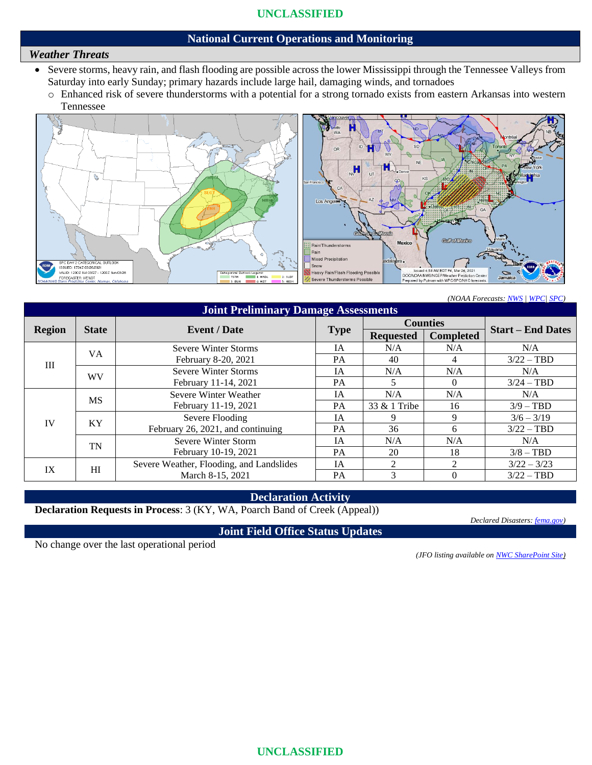## National Current Operations and Monitoring

### *Weather Threats*

- Severe storms, heavy rain, and flash flooding are possible across the lower Mississippi through the Tennessee Valleys from Saturday into early Sunday; primary hazards include large hail, damaging winds, and tornadoes
  - Enhanced risk of severe thunderstorms with a potential for a strong tornado exists from eastern Arkansas into western Tennessee

*(NOAA Forecasts: NWS | WPC| SPC)*

## Joint Preliminary Damage Assessments

| Region | State | Event / Date | Type | Counties Requested | Counties Completed | Start – End Dates |
|---|---|---|---|---|---|---|
| III | VA | Severe Winter Storms February 8-20, 2021 | IA | N/A | N/A | N/A |
| | | | PA | 40 | 4 | 3/22 – TBD |
| | WV | Severe Winter Storms February 11-14, 2021 | IA | N/A | N/A | N/A |
| | | | PA | 5 | 0 | 3/24 – TBD |
| IV | MS | Severe Winter Weather February 11-19, 2021 | IA | N/A | N/A | N/A |
| | | | PA | 33 & 1 Tribe | 16 | 3/9 – TBD |
| | KY | Severe Flooding February 26, 2021, and continuing | IA | 9 | 9 | 3/6 – 3/19 |
| | | | PA | 36 | 6 | 3/22 – TBD |
| | TN | Severe Winter Storm February 10-19, 2021 | IA | N/A | N/A | N/A |
| | | | PA | 20 | 18 | 3/8 – TBD |
| IX | HI | Severe Weather, Flooding, and Landslides March 8-15, 2021 | IA | 2 | 2 | 3/22 – 3/23 |
| | | | PA | 3 | 0 | 3/22 – TBD |

## Declaration Activity

**Declaration Requests in Process**: 3 (KY, WA, Poarch Band of Creek (Appeal))

*Declared Disasters: fema.gov)*

## Joint Field Office Status Updates

No change over the last operational period

*(JFO listing available on NWC SharePoint Site)*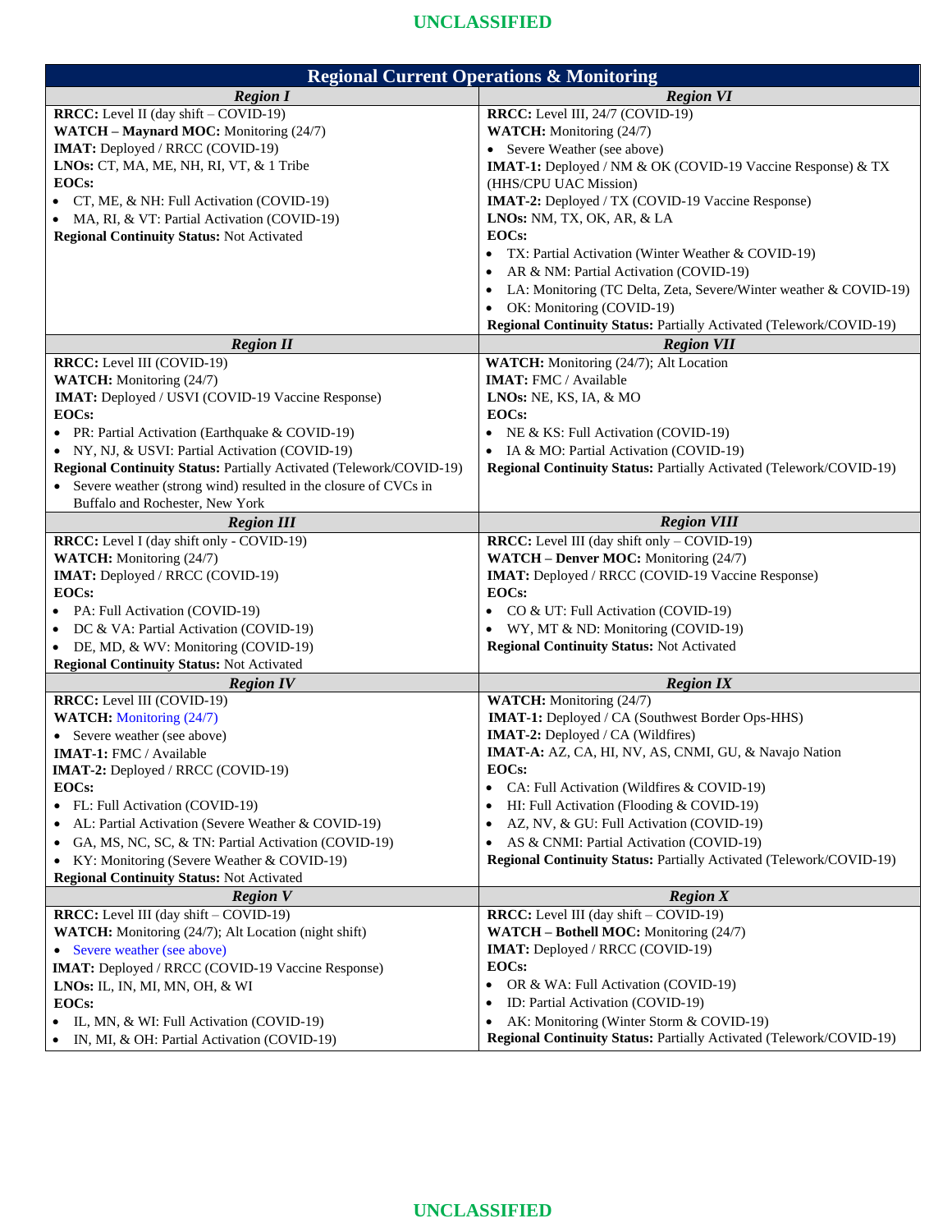UNCLASSIFIED

## Regional Current Operations & Monitoring

| Region I | Region VI |
|---|---|
| **RRCC:** Level II (day shift – COVID-19)<br>**WATCH – Maynard MOC:** Monitoring (24/7)<br>**IMAT:** Deployed / RRCC (COVID-19)<br>**LNOs:** CT, MA, ME, NH, RI, VT, & 1 Tribe<br>**EOCs:**<br>• CT, ME, & NH: Full Activation (COVID-19)<br>• MA, RI, & VT: Partial Activation (COVID-19)<br>**Regional Continuity Status:** Not Activated | **RRCC:** Level III, 24/7 (COVID-19)<br>**WATCH:** Monitoring (24/7)<br>• Severe Weather (see above)<br>**IMAT-1:** Deployed / NM & OK (COVID-19 Vaccine Response) & TX (HHS/CPU UAC Mission)<br>**IMAT-2:** Deployed / TX (COVID-19 Vaccine Response)<br>**LNOs:** NM, TX, OK, AR, & LA<br>**EOCs:**<br>• TX: Partial Activation (Winter Weather & COVID-19)<br>• AR & NM: Partial Activation (COVID-19)<br>• LA: Monitoring (TC Delta, Zeta, Severe/Winter weather & COVID-19)<br>• OK: Monitoring (COVID-19)<br>**Regional Continuity Status:** Partially Activated (Telework/COVID-19) |
| **Region II** | **Region VII** |
| **RRCC:** Level III (COVID-19)<br>**WATCH:** Monitoring (24/7)<br>**IMAT:** Deployed / USVI (COVID-19 Vaccine Response)<br>**EOCs:**<br>• PR: Partial Activation (Earthquake & COVID-19)<br>• NY, NJ, & USVI: Partial Activation (COVID-19)<br>**Regional Continuity Status:** Partially Activated (Telework/COVID-19)<br>• Severe weather (strong wind) resulted in the closure of CVCs in Buffalo and Rochester, New York | **WATCH:** Monitoring (24/7); Alt Location<br>**IMAT:** FMC / Available<br>**LNOs:** NE, KS, IA, & MO<br>**EOCs:**<br>• NE & KS: Full Activation (COVID-19)<br>• IA & MO: Partial Activation (COVID-19)<br>**Regional Continuity Status:** Partially Activated (Telework/COVID-19) |
| **Region III** | **Region VIII** |
| **RRCC:** Level I (day shift only - COVID-19)<br>**WATCH:** Monitoring (24/7)<br>**IMAT:** Deployed / RRCC (COVID-19)<br>**EOCs:**<br>• PA: Full Activation (COVID-19)<br>• DC & VA: Partial Activation (COVID-19)<br>• DE, MD, & WV: Monitoring (COVID-19)<br>**Regional Continuity Status:** Not Activated | **RRCC:** Level III (day shift only – COVID-19)<br>**WATCH – Denver MOC:** Monitoring (24/7)<br>**IMAT:** Deployed / RRCC (COVID-19 Vaccine Response)<br>**EOCs:**<br>• CO & UT: Full Activation (COVID-19)<br>• WY, MT & ND: Monitoring (COVID-19)<br>**Regional Continuity Status:** Not Activated |
| **Region IV** | **Region IX** |
| **RRCC:** Level III (COVID-19)<br>**WATCH:** Monitoring (24/7)<br>• Severe weather (see above)<br>**IMAT-1:** FMC / Available<br>**IMAT-2:** Deployed / RRCC (COVID-19)<br>**EOCs:**<br>• FL: Full Activation (COVID-19)<br>• AL: Partial Activation (Severe Weather & COVID-19)<br>• GA, MS, NC, SC, & TN: Partial Activation (COVID-19)<br>• KY: Monitoring (Severe Weather & COVID-19)<br>**Regional Continuity Status:** Not Activated | **WATCH:** Monitoring (24/7)<br>**IMAT-1:** Deployed / CA (Southwest Border Ops-HHS)<br>**IMAT-2:** Deployed / CA (Wildfires)<br>**IMAT-A:** AZ, CA, HI, NV, AS, CNMI, GU, & Navajo Nation<br>**EOCs:**<br>• CA: Full Activation (Wildfires & COVID-19)<br>• HI: Full Activation (Flooding & COVID-19)<br>• AZ, NV, & GU: Full Activation (COVID-19)<br>• AS & CNMI: Partial Activation (COVID-19)<br>**Regional Continuity Status:** Partially Activated (Telework/COVID-19) |
| **Region V** | **Region X** |
| **RRCC:** Level III (day shift – COVID-19)<br>**WATCH:** Monitoring (24/7); Alt Location (night shift)<br>• Severe weather (see above)<br>**IMAT:** Deployed / RRCC (COVID-19 Vaccine Response)<br>**LNOs:** IL, IN, MI, MN, OH, & WI<br>**EOCs:**<br>• IL, MN, & WI: Full Activation (COVID-19)<br>• IN, MI, & OH: Partial Activation (COVID-19) | **RRCC:** Level III (day shift – COVID-19)<br>**WATCH – Bothell MOC:** Monitoring (24/7)<br>**IMAT:** Deployed / RRCC (COVID-19)<br>**EOCs:**<br>• OR & WA: Full Activation (COVID-19)<br>• ID: Partial Activation (COVID-19)<br>• AK: Monitoring (Winter Storm & COVID-19)<br>**Regional Continuity Status:** Partially Activated (Telework/COVID-19) |

UNCLASSIFIED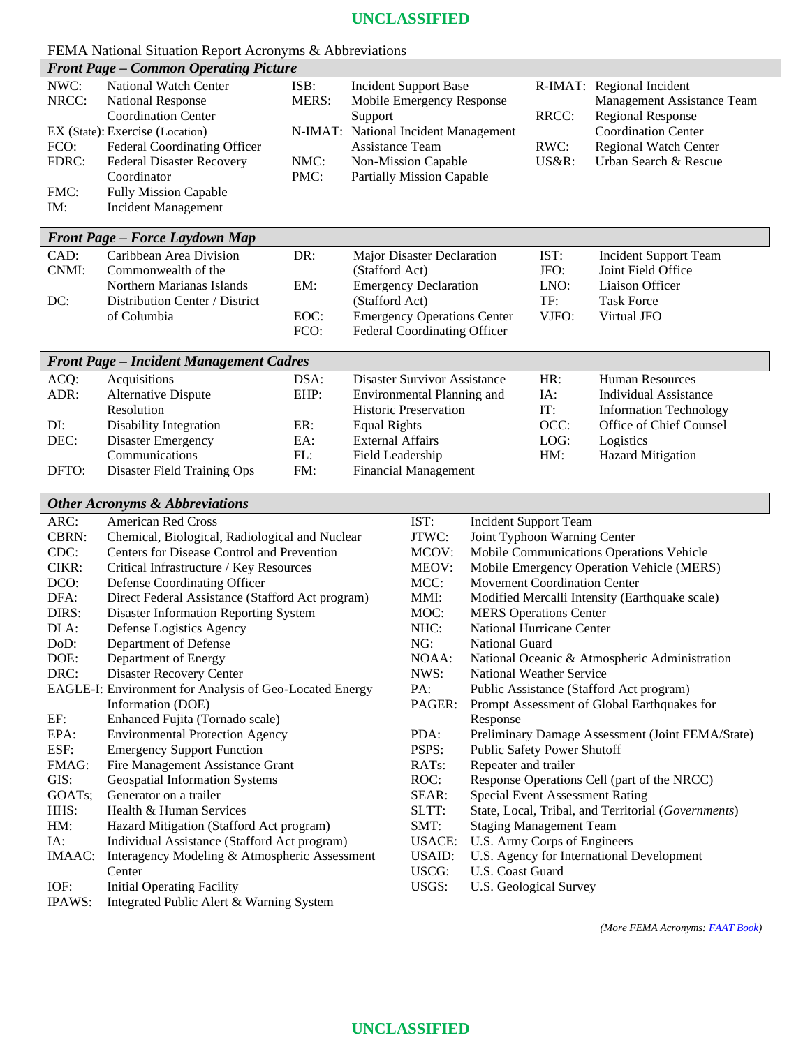FEMA National Situation Report Acronyms & Abbreviations

### *Front Page – Common Operating Picture*

| | | | | | |
|---|---|---|---|---|---|
| NWC: | National Watch Center | ISB: | Incident Support Base | R-IMAT: | Regional Incident Management Assistance Team |
| NRCC: | National Response Coordination Center | MERS: | Mobile Emergency Response Support | RRCC: | Regional Response Coordination Center |
| EX (State): | Exercise (Location) | N-IMAT: | National Incident Management Assistance Team | RWC: | Regional Watch Center |
| FCO: | Federal Coordinating Officer | NMC: | Non-Mission Capable | US&R: | Urban Search & Rescue |
| FDRC: | Federal Disaster Recovery Coordinator | PMC: | Partially Mission Capable | | |
| FMC: | Fully Mission Capable | | | | |
| IM: | Incident Management | | | | |

### *Front Page – Force Laydown Map*

| | | | | | |
|---|---|---|---|---|---|
| CAD: | Caribbean Area Division | DR: | Major Disaster Declaration (Stafford Act) | IST: | Incident Support Team |
| CNMI: | Commonwealth of the Northern Marianas Islands | EM: | Emergency Declaration (Stafford Act) | JFO: | Joint Field Office |
| DC: | Distribution Center / District of Columbia | EOC: | Emergency Operations Center | LNO: | Liaison Officer |
| | | FCO: | Federal Coordinating Officer | TF: | Task Force |
| | | | | VJFO: | Virtual JFO |

### *Front Page – Incident Management Cadres*

| | | | | | |
|---|---|---|---|---|---|
| ACQ: | Acquisitions | DSA: | Disaster Survivor Assistance | HR: | Human Resources |
| ADR: | Alternative Dispute Resolution | EHP: | Environmental Planning and Historic Preservation | IA: | Individual Assistance |
| DI: | Disability Integration | ER: | Equal Rights | IT: | Information Technology |
| DEC: | Disaster Emergency Communications | EA: | External Affairs | OCC: | Office of Chief Counsel |
| DFTO: | Disaster Field Training Ops | FL: | Field Leadership | LOG: | Logistics |
| | | FM: | Financial Management | HM: | Hazard Mitigation |

### *Other Acronyms & Abbreviations*

| | | | |
|---|---|---|---|
| ARC: | American Red Cross | IST: | Incident Support Team |
| CBRN: | Chemical, Biological, Radiological and Nuclear | JTWC: | Joint Typhoon Warning Center |
| CDC: | Centers for Disease Control and Prevention | MCOV: | Mobile Communications Operations Vehicle |
| CIKR: | Critical Infrastructure / Key Resources | MEOV: | Mobile Emergency Operation Vehicle (MERS) |
| DCO: | Defense Coordinating Officer | MCC: | Movement Coordination Center |
| DFA: | Direct Federal Assistance (Stafford Act program) | MMI: | Modified Mercalli Intensity (Earthquake scale) |
| DIRS: | Disaster Information Reporting System | MOC: | MERS Operations Center |
| DLA: | Defense Logistics Agency | NHC: | National Hurricane Center |
| DoD: | Department of Defense | NG: | National Guard |
| DOE: | Department of Energy | NOAA: | National Oceanic & Atmospheric Administration |
| DRC: | Disaster Recovery Center | NWS: | National Weather Service |
| EAGLE-I: | Environment for Analysis of Geo-Located Energy Information (DOE) | PA: | Public Assistance (Stafford Act program) |
| EF: | Enhanced Fujita (Tornado scale) | PAGER: | Prompt Assessment of Global Earthquakes for Response |
| EPA: | Environmental Protection Agency | PDA: | Preliminary Damage Assessment (Joint FEMA/State) |
| ESF: | Emergency Support Function | PSPS: | Public Safety Power Shutoff |
| FMAG: | Fire Management Assistance Grant | RATs: | Repeater and trailer |
| GIS: | Geospatial Information Systems | ROC: | Response Operations Cell (part of the NRCC) |
| GOATs; | Generator on a trailer | SEAR: | Special Event Assessment Rating |
| HHS: | Health & Human Services | SLTT: | State, Local, Tribal, and Territorial (*Governments*) |
| HM: | Hazard Mitigation (Stafford Act program) | SMT: | Staging Management Team |
| IA: | Individual Assistance (Stafford Act program) | USACE: | U.S. Army Corps of Engineers |
| IMAAC: | Interagency Modeling & Atmospheric Assessment Center | USAID: | U.S. Agency for International Development |
| IOF: | Initial Operating Facility | USCG: | U.S. Coast Guard |
| IPAWS: | Integrated Public Alert & Warning System | USGS: | U.S. Geological Survey |

*(More FEMA Acronyms: FAAT Book)*